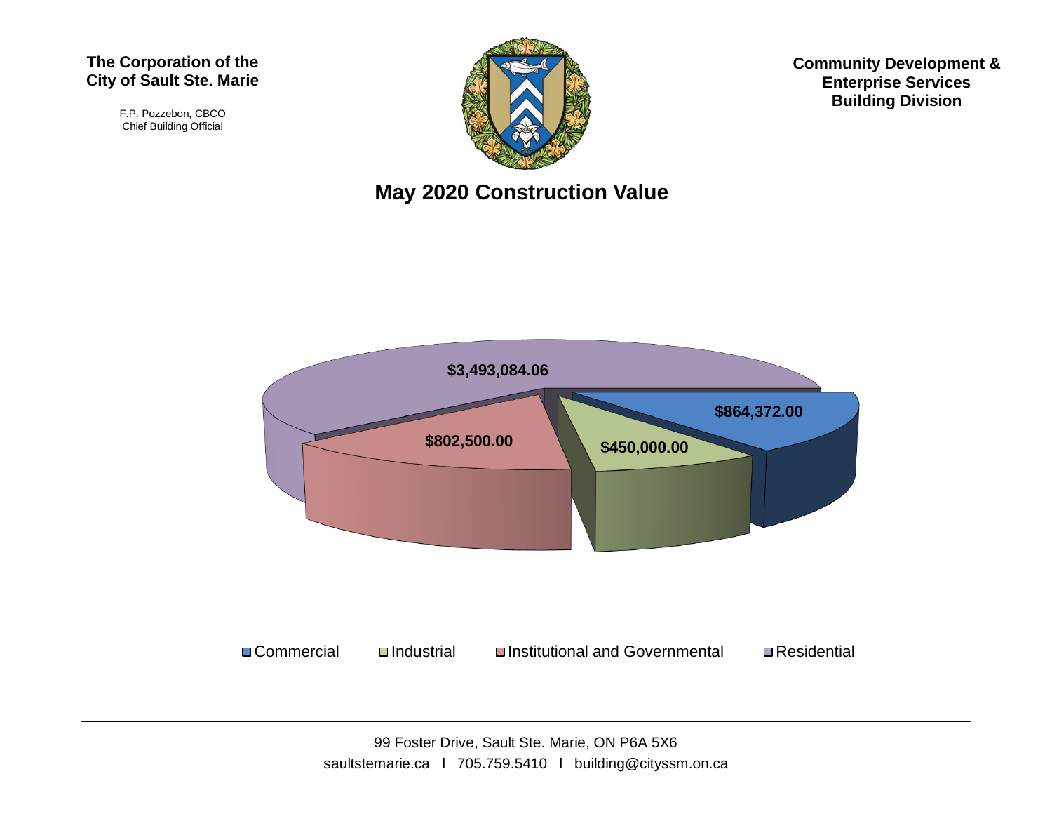**The Corporation of the City of Sault Ste. Marie**

F.P. Pozzebon, CBCO
Chief Building Official

**Community Development & Enterprise Services Building Division**

# May 2020 Construction Value

| Category | Value |
|---|---|
| Commercial | $864,372.00 |
| Industrial | $450,000.00 |
| Institutional and Governmental | $802,500.00 |
| Residential | $3,493,084.06 |

99 Foster Drive, Sault Ste. Marie, ON P6A 5X6
saultstemarie.ca l 705.759.5410 l building@cityssm.on.ca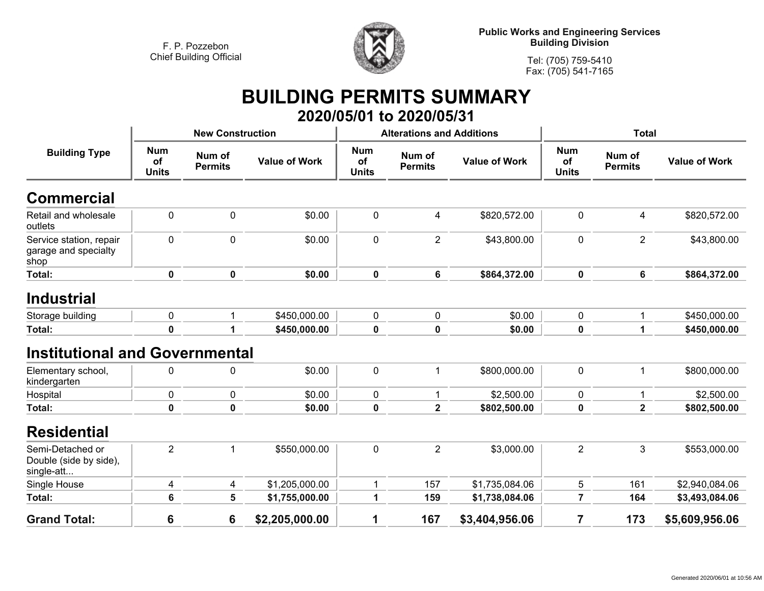F. P. Pozzebon
Chief Building Official

**Public Works and Engineering Services**
**Building Division**

Tel: (705) 759-5410
Fax: (705) 541-7165

# BUILDING PERMITS SUMMARY

## 2020/05/01 to 2020/05/31

| Building Type | New Construction | | | Alterations and Additions | | | Total | | |
|---|---|---|---|---|---|---|---|---|---|
| | Num of Units | Num of Permits | Value of Work | Num of Units | Num of Permits | Value of Work | Num of Units | Num of Permits | Value of Work |
| **Commercial** | | | | | | | | | |
| Retail and wholesale outlets | 0 | 0 | $0.00 | 0 | 4 | $820,572.00 | 0 | 4 | $820,572.00 |
| Service station, repair garage and specialty shop | 0 | 0 | $0.00 | 0 | 2 | $43,800.00 | 0 | 2 | $43,800.00 |
| **Total:** | **0** | **0** | **$0.00** | **0** | **6** | **$864,372.00** | **0** | **6** | **$864,372.00** |
| **Industrial** | | | | | | | | | |
| Storage building | 0 | 1 | $450,000.00 | 0 | 0 | $0.00 | 0 | 1 | $450,000.00 |
| **Total:** | **0** | **1** | **$450,000.00** | **0** | **0** | **$0.00** | **0** | **1** | **$450,000.00** |
| **Institutional and Governmental** | | | | | | | | | |
| Elementary school, kindergarten | 0 | 0 | $0.00 | 0 | 1 | $800,000.00 | 0 | 1 | $800,000.00 |
| Hospital | 0 | 0 | $0.00 | 0 | 1 | $2,500.00 | 0 | 1 | $2,500.00 |
| **Total:** | **0** | **0** | **$0.00** | **0** | **2** | **$802,500.00** | **0** | **2** | **$802,500.00** |
| **Residential** | | | | | | | | | |
| Semi-Detached or Double (side by side), single-att... | 2 | 1 | $550,000.00 | 0 | 2 | $3,000.00 | 2 | 3 | $553,000.00 |
| Single House | 4 | 4 | $1,205,000.00 | 1 | 157 | $1,735,084.06 | 5 | 161 | $2,940,084.06 |
| **Total:** | **6** | **5** | **$1,755,000.00** | **1** | **159** | **$1,738,084.06** | **7** | **164** | **$3,493,084.06** |
| **Grand Total:** | **6** | **6** | **$2,205,000.00** | **1** | **167** | **$3,404,956.06** | **7** | **173** | **$5,609,956.06** |

Generated 2020/06/01 at 10:56 AM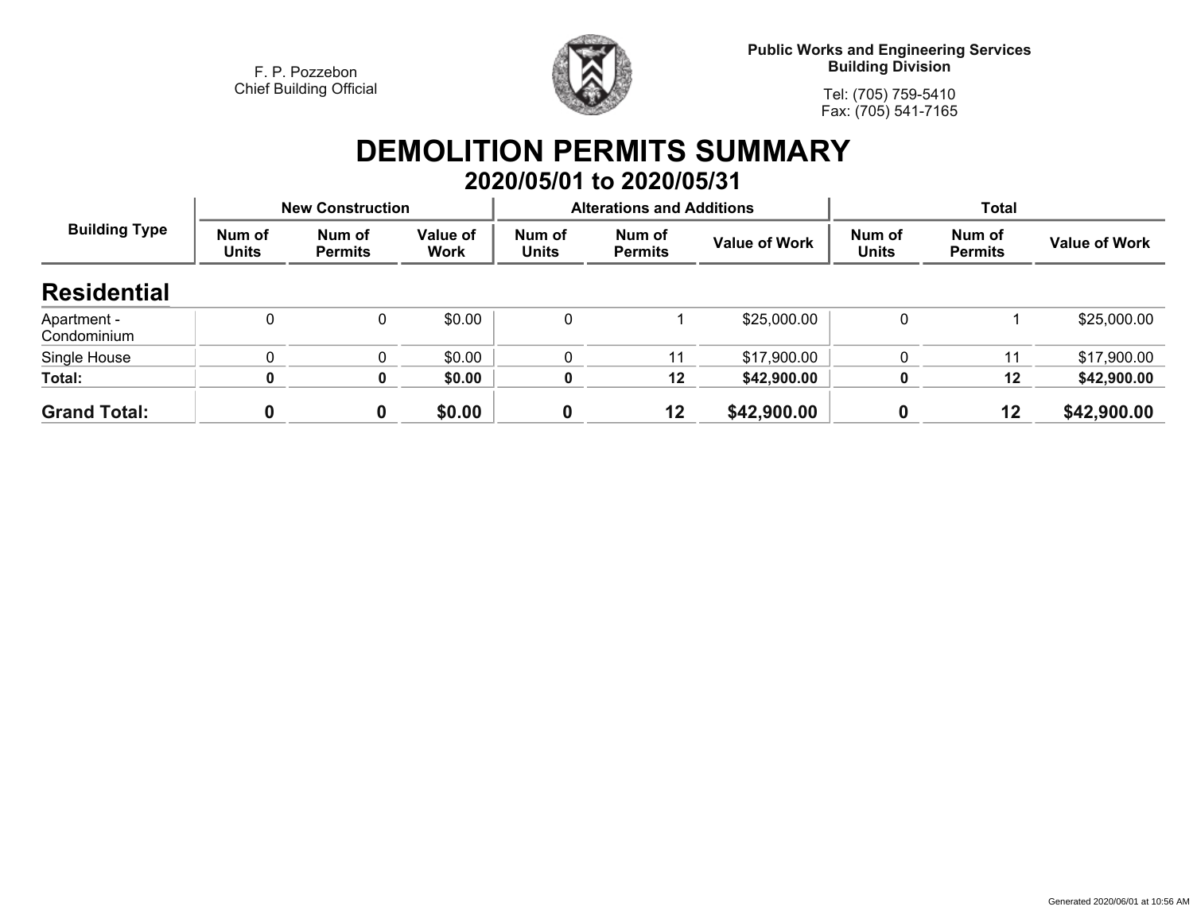F. P. Pozzebon
Chief Building Official

**Public Works and Engineering Services**
**Building Division**

Tel: (705) 759-5410
Fax: (705) 541-7165

# DEMOLITION PERMITS SUMMARY

## 2020/05/01 to 2020/05/31

| Building Type | New Construction | | | Alterations and Additions | | | Total | | |
|---|---|---|---|---|---|---|---|---|---|
| | Num of Units | Num of Permits | Value of Work | Num of Units | Num of Permits | Value of Work | Num of Units | Num of Permits | Value of Work |
| **Residential** | | | | | | | | | |
| Apartment - Condominium | 0 | 0 | $0.00 | 0 | 1 | $25,000.00 | 0 | 1 | $25,000.00 |
| Single House | 0 | 0 | $0.00 | 0 | 11 | $17,900.00 | 0 | 11 | $17,900.00 |
| **Total:** | **0** | **0** | **$0.00** | **0** | **12** | **$42,900.00** | **0** | **12** | **$42,900.00** |
| **Grand Total:** | **0** | **0** | **$0.00** | **0** | **12** | **$42,900.00** | **0** | **12** | **$42,900.00** |

Generated 2020/06/01 at 10:56 AM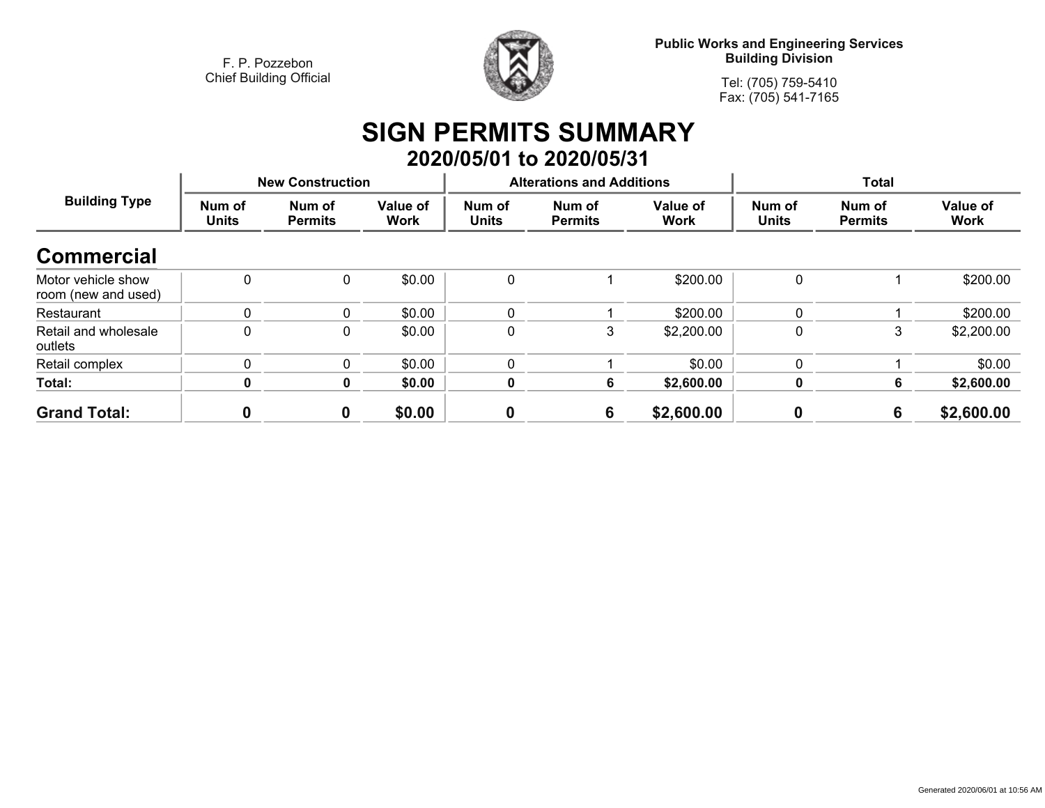F. P. Pozzebon
Chief Building Official

**Public Works and Engineering Services**
**Building Division**

Tel: (705) 759-5410
Fax: (705) 541-7165

# SIGN PERMITS SUMMARY

## 2020/05/01 to 2020/05/31

| Building Type | New Construction | | | Alterations and Additions | | | Total | | |
|---|---|---|---|---|---|---|---|---|---|
| | Num of Units | Num of Permits | Value of Work | Num of Units | Num of Permits | Value of Work | Num of Units | Num of Permits | Value of Work |
| **Commercial** | | | | | | | | | |
| Motor vehicle show room (new and used) | 0 | 0 | $0.00 | 0 | 1 | $200.00 | 0 | 1 | $200.00 |
| Restaurant | 0 | 0 | $0.00 | 0 | 1 | $200.00 | 0 | 1 | $200.00 |
| Retail and wholesale outlets | 0 | 0 | $0.00 | 0 | 3 | $2,200.00 | 0 | 3 | $2,200.00 |
| Retail complex | 0 | 0 | $0.00 | 0 | 1 | $0.00 | 0 | 1 | $0.00 |
| **Total:** | **0** | **0** | **$0.00** | **0** | **6** | **$2,600.00** | **0** | **6** | **$2,600.00** |
| **Grand Total:** | **0** | **0** | **$0.00** | **0** | **6** | **$2,600.00** | **0** | **6** | **$2,600.00** |

Generated 2020/06/01 at 10:56 AM